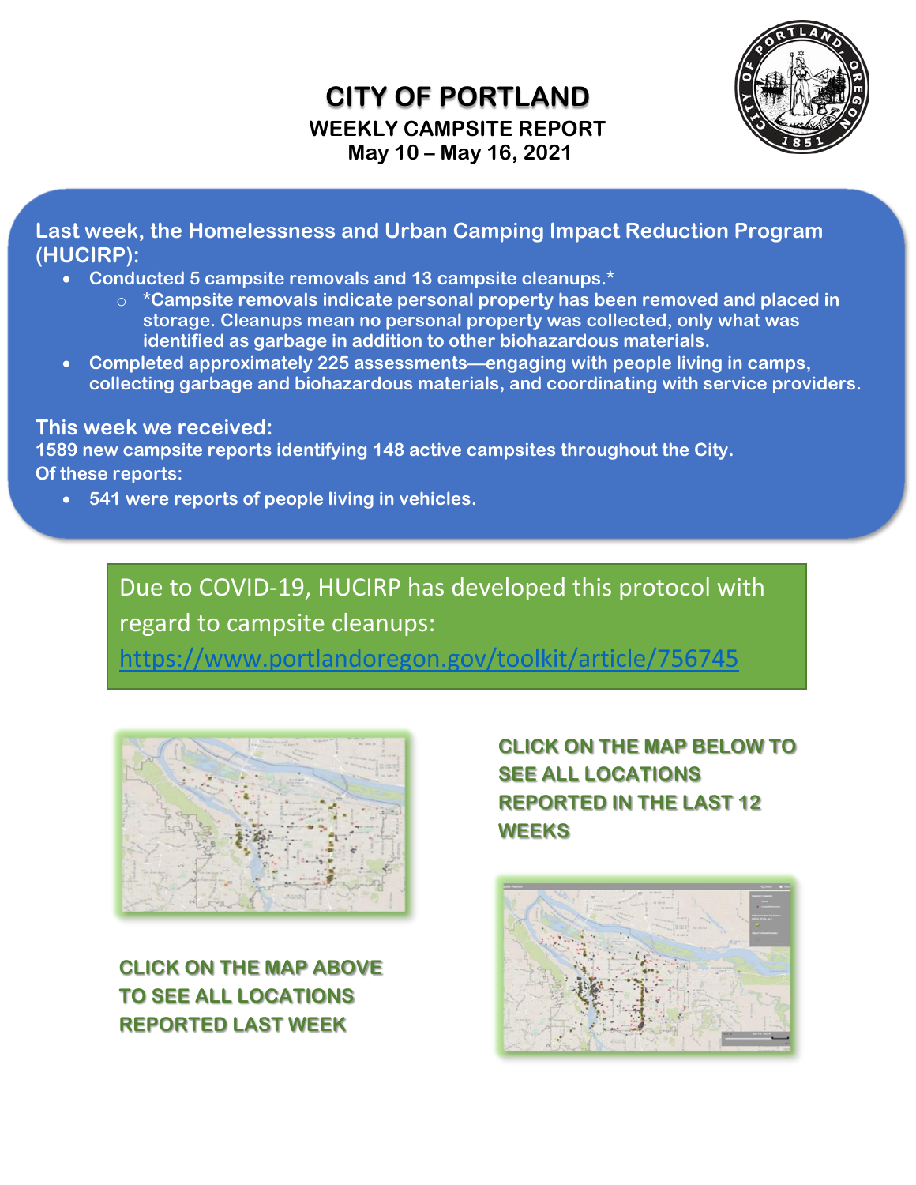# CITY OF PORTLAND

## WEEKLY CAMPSITE REPORT
## May 10 – May 16, 2021

### Last week, the Homelessness and Urban Camping Impact Reduction Program (HUCIRP):

- **Conducted 5 campsite removals and 13 campsite cleanups.***
  - ***Campsite removals indicate personal property has been removed and placed in storage. Cleanups mean no personal property was collected, only what was identified as garbage in addition to other biohazardous materials.**
- **Completed approximately 225 assessments—engaging with people living in camps, collecting garbage and biohazardous materials, and coordinating with service providers.**

### This week we received:

**1589 new campsite reports identifying 148 active campsites throughout the City.**
**Of these reports:**

- **541 were reports of people living in vehicles.**

Due to COVID-19, HUCIRP has developed this protocol with regard to campsite cleanups: https://www.portlandoregon.gov/toolkit/article/756745

**CLICK ON THE MAP ABOVE TO SEE ALL LOCATIONS REPORTED LAST WEEK**

**CLICK ON THE MAP BELOW TO SEE ALL LOCATIONS REPORTED IN THE LAST 12 WEEKS**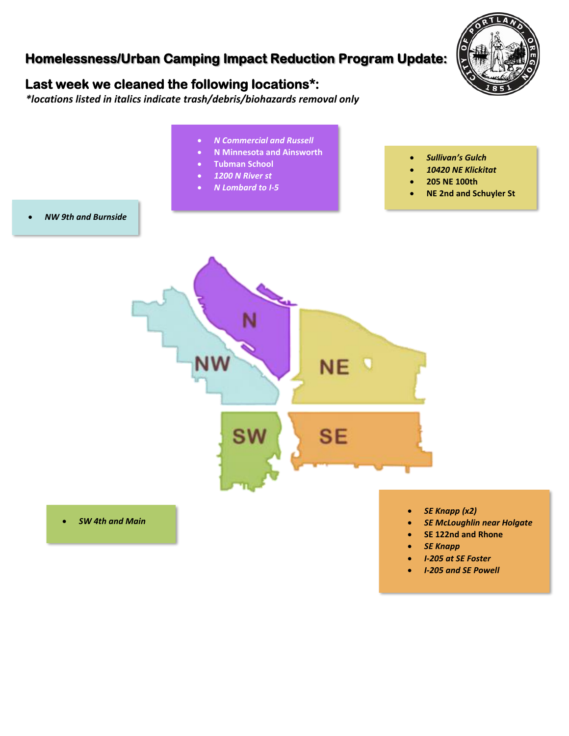# Homelessness/Urban Camping Impact Reduction Program Update:

## Last week we cleaned the following locations*:

***locations listed in italics indicate trash/debris/biohazards removal only***

**NW**

- ***NW 9th and Burnside***

**N**

- ***N Commercial and Russell***
- **N Minnesota and Ainsworth**
- **Tubman School**
- ***1200 N River st***
- ***N Lombard to I-5***

**NE**

- ***Sullivan's Gulch***
- ***10420 NE Klickitat***
- **205 NE 100th**
- **NE 2nd and Schuyler St**

**SW**

- ***SW 4th and Main***

**SE**

- ***SE Knapp (x2)***
- ***SE McLoughlin near Holgate***
- **SE 122nd and Rhone**
- ***SE Knapp***
- ***I-205 at SE Foster***
- ***I-205 and SE Powell***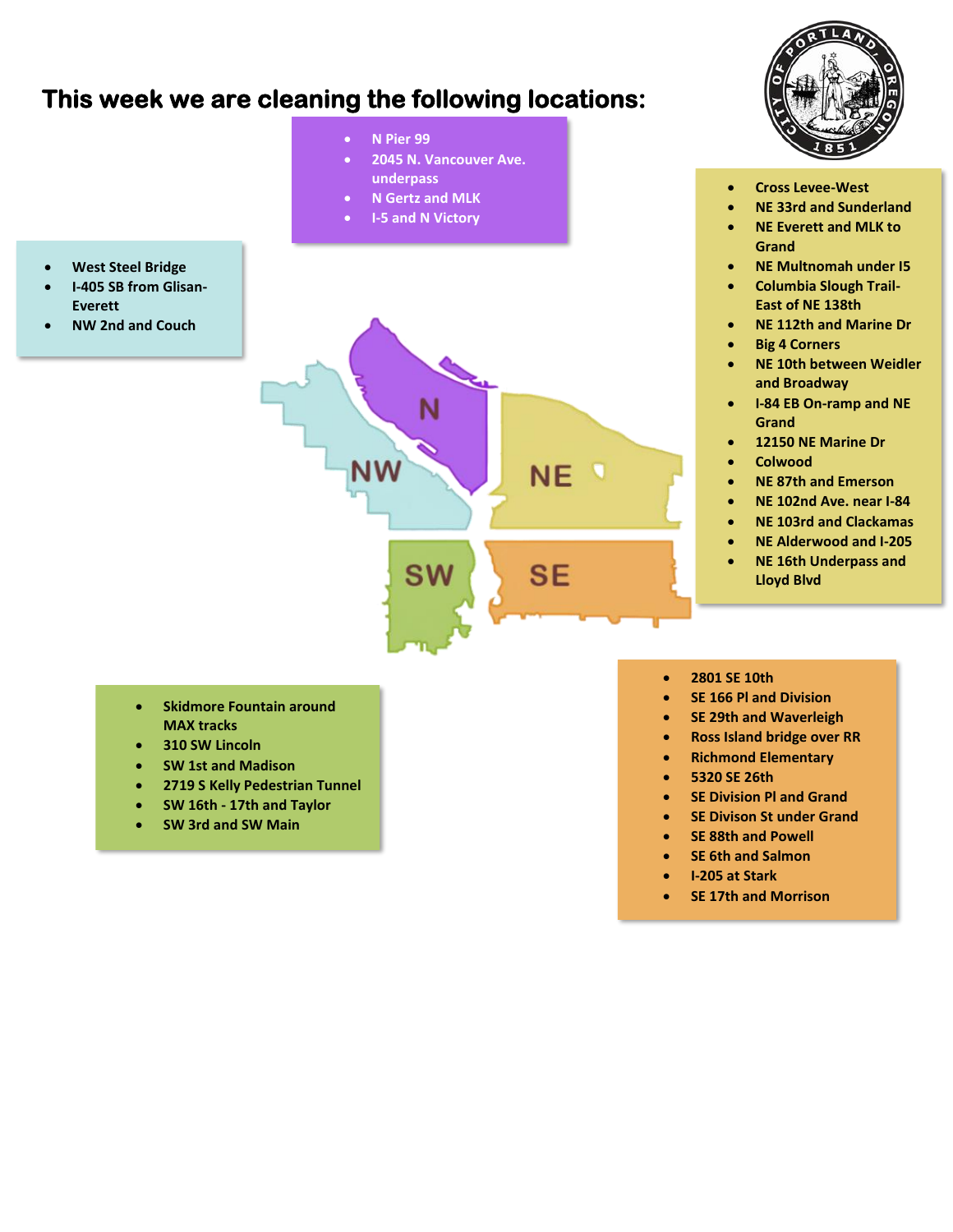# This week we are cleaning the following locations:

**N**

- N Pier 99
- 2045 N. Vancouver Ave. underpass
- N Gertz and MLK
- I-5 and N Victory

**NW**

- West Steel Bridge
- I-405 SB from Glisan-Everett
- NW 2nd and Couch

**NE**

- Cross Levee-West
- NE 33rd and Sunderland
- NE Everett and MLK to Grand
- NE Multnomah under I5
- Columbia Slough Trail-East of NE 138th
- NE 112th and Marine Dr
- Big 4 Corners
- NE 10th between Weidler and Broadway
- I-84 EB On-ramp and NE Grand
- 12150 NE Marine Dr
- Colwood
- NE 87th and Emerson
- NE 102nd Ave. near I-84
- NE 103rd and Clackamas
- NE Alderwood and I-205
- NE 16th Underpass and Lloyd Blvd

**SW**

- Skidmore Fountain around MAX tracks
- 310 SW Lincoln
- SW 1st and Madison
- 2719 S Kelly Pedestrian Tunnel
- SW 16th - 17th and Taylor
- SW 3rd and SW Main

**SE**

- 2801 SE 10th
- SE 166 Pl and Division
- SE 29th and Waverleigh
- Ross Island bridge over RR
- Richmond Elementary
- 5320 SE 26th
- SE Division Pl and Grand
- SE Divison St under Grand
- SE 88th and Powell
- SE 6th and Salmon
- I-205 at Stark
- SE 17th and Morrison